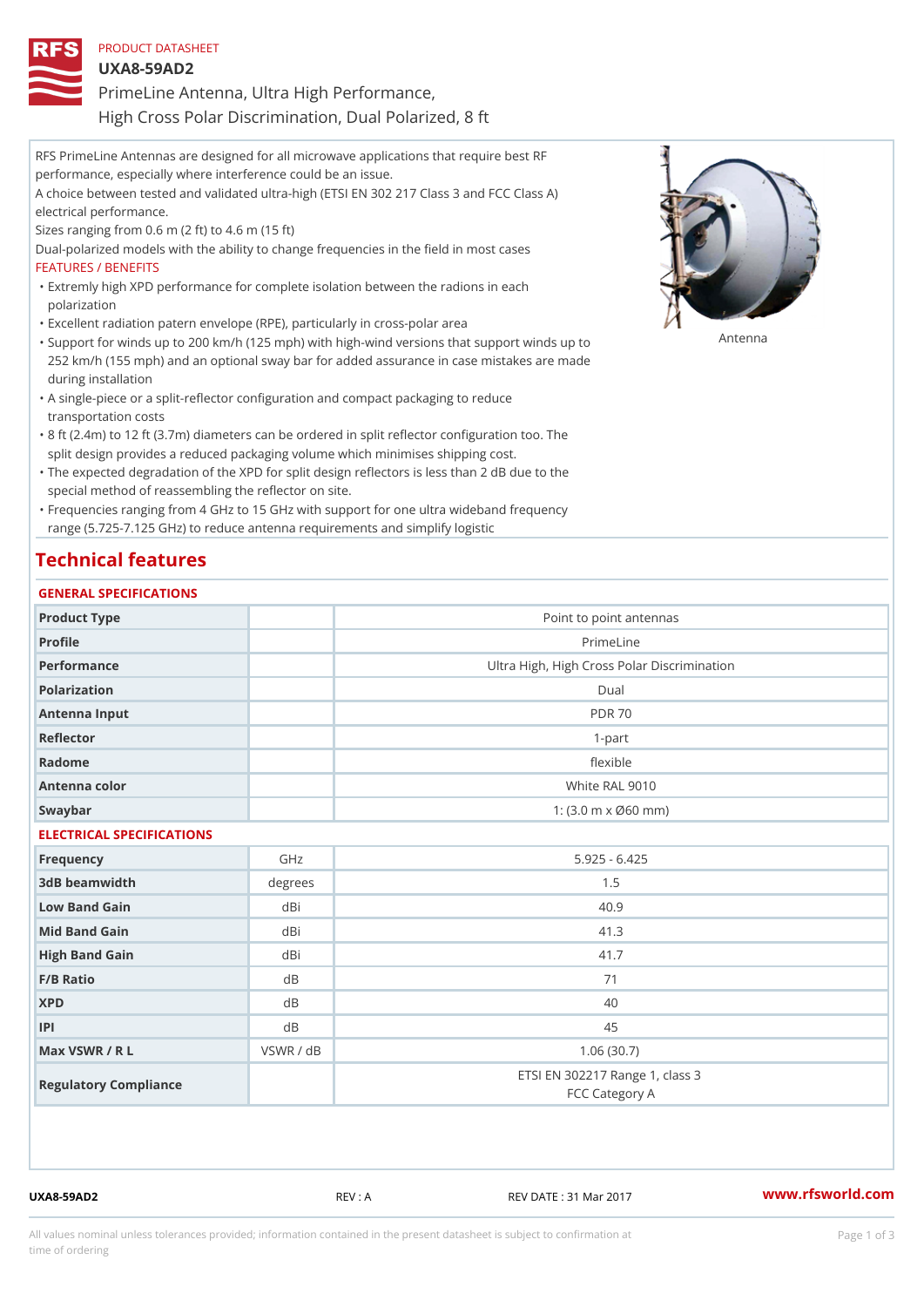PRODUCT DATASHEET

# UXA8-59AD2

## PrimeLine Antenna, Ultra High Performance, High Cross Polar Discrimination, Dual Polarized, 8 ft

RFS PrimeLine Antennas are designed for all microwave applications that require best RF performance, especially where interference could be an issue.

A choice between tested and validated ultra-high (ETSI EN 302 217 Class 3 and FCC Class A) electrical performance.

Sizes ranging from 0.6 m (2 ft) to 4.6 m (15 ft)

Dual-polarized models with the ability to change frequencies in the field in most cases

FEATURES / BENEFITS

- Extremly high XPD performance for complete isolation between the radions in each polarization
- Excellent radiation patern envelope (RPE), particularly in cross-polar area
- Support for winds up to 200 km/h (125 mph) with high-wind versions that support winds up to 252 km/h (155 mph) and an optional sway bar for added assurance in case mistakes are made during installation
- A single-piece or a split-reflector configuration and compact packaging to reduce transportation costs
- 8 ft (2.4m) to 12 ft (3.7m) diameters can be ordered in split reflector configuration too. The split design provides a reduced packaging volume which minimises shipping cost.
- The expected degradation of the XPD for split design reflectors is less than 2 dB due to the special method of reassembling the reflector on site.
- Frequencies ranging from 4 GHz to 15 GHz with support for one ultra wideband frequency range (5.725-7.125 GHz) to reduce antenna requirements and simplify logistic

Antenna

# Technical features

## GENERAL SPECIFICATIONS

| | | |
|---|---|---|
| Product Type | | Point to point antennas |
| Profile | | PrimeLine |
| Performance | | Ultra High, High Cross Polar Discrimination |
| Polarization | | Dual |
| Antenna Input | | PDR 70 |
| Reflector | | 1-part |
| Radome | | flexible |
| Antenna color | | White RAL 9010 |
| Swaybar | | 1: (3.0 m x Ø60 mm) |

## ELECTRICAL SPECIFICATIONS

| | | |
|---|---|---|
| Frequency | GHz | 5.925 - 6.425 |
| 3dB beamwidth | degrees | 1.5 |
| Low Band Gain | dBi | 40.9 |
| Mid Band Gain | dBi | 41.3 |
| High Band Gain | dBi | 41.7 |
| F/B Ratio | dB | 71 |
| XPD | dB | 40 |
| IPI | dB | 45 |
| Max VSWR / R L | VSWR / dB | 1.06 (30.7) |
| Regulatory Compliance | | ETSI EN 302217 Range 1, class 3<br>FCC Category A |

UXA8-59AD2 REV : A REV DATE : 31 Mar 2017 www.rfsworld.com

All values nominal unless tolerances provided; information contained in the present datasheet is subject to confirmation at time of ordering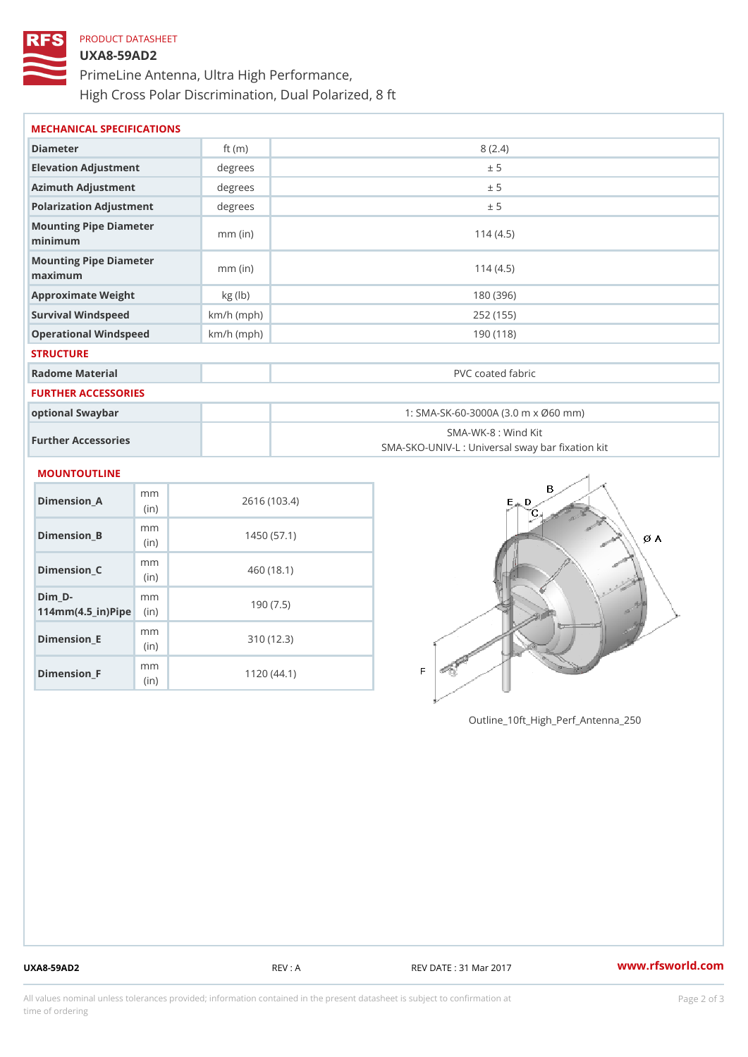PRODUCT DATASHEET

# UXA8-59AD2

PrimeLine Antenna, Ultra High Performance,
High Cross Polar Discrimination, Dual Polarized, 8 ft

## MECHANICAL SPECIFICATIONS

| | | |
|---|---|---|
| Diameter | ft (m) | 8 (2.4) |
| Elevation Adjustment | degrees | ± 5 |
| Azimuth Adjustment | degrees | ± 5 |
| Polarization Adjustment | degrees | ± 5 |
| Mounting Pipe Diameter minimum | mm (in) | 114 (4.5) |
| Mounting Pipe Diameter maximum | mm (in) | 114 (4.5) |
| Approximate Weight | kg (lb) | 180 (396) |
| Survival Windspeed | km/h (mph) | 252 (155) |
| Operational Windspeed | km/h (mph) | 190 (118) |

## STRUCTURE

| | | |
|---|---|---|
| Radome Material | | PVC coated fabric |

## FURTHER ACCESSORIES

| | | |
|---|---|---|
| optional Swaybar | | 1: SMA-SK-60-3000A (3.0 m x Ø60 mm) |
| Further Accessories | | SMA-WK-8 : Wind Kit<br>SMA-SKO-UNIV-L : Universal sway bar fixation kit |

## MOUNTOUTLINE

| | | |
|---|---|---|
| Dimension_A | mm (in) | 2616 (103.4) |
| Dimension_B | mm (in) | 1450 (57.1) |
| Dimension_C | mm (in) | 460 (18.1) |
| Dim_D-114mm(4.5_in)Pipe | mm (in) | 190 (7.5) |
| Dimension_E | mm (in) | 310 (12.3) |
| Dimension_F | mm (in) | 1120 (44.1) |

Outline_10ft_High_Perf_Antenna_250

UXA8-59AD2 REV : A REV DATE : 31 Mar 2017 www.rfsworld.com

All values nominal unless tolerances provided; information contained in the present datasheet is subject to confirmation at time of ordering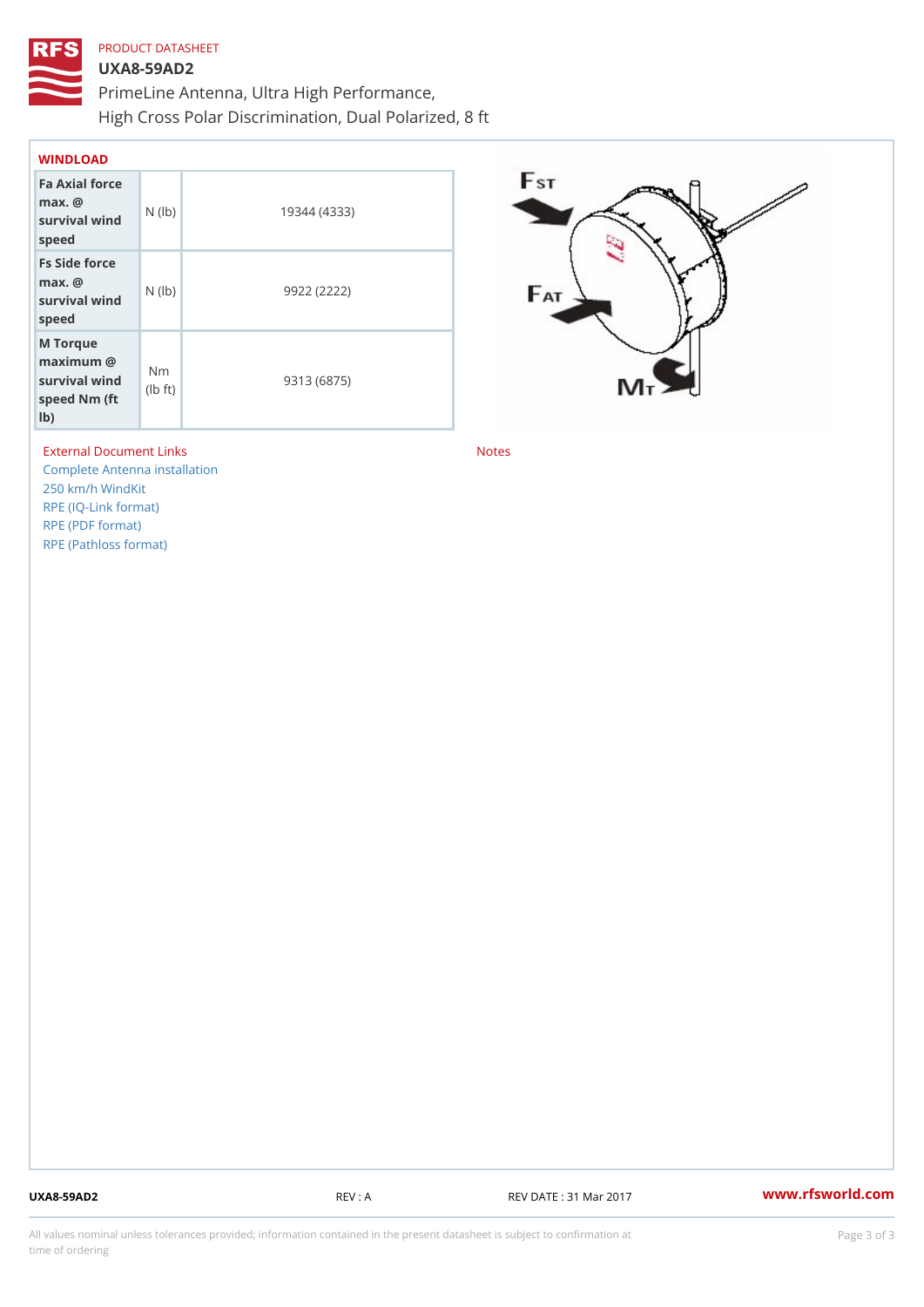PRODUCT DATASHEET

# UXA8-59AD2

PrimeLine Antenna, Ultra High Performance, High Cross Polar Discrimination, Dual Polarized, 8 ft

## WINDLOAD

| | | |
|---|---|---|
| Fa Axial force max. @ survival wind speed | N (lb) | 19344 (4333) |
| Fs Side force max. @ survival wind speed | N (lb) | 9922 (2222) |
| M Torque maximum @ survival wind speed Nm (ft lb) | Nm (lb ft) | 9313 (6875) |

FST

FAT

MT

External Document Links

Complete Antenna installation

250 km/h WindKit

RPE (IQ-Link format)

RPE (PDF format)

RPE (Pathloss format)

Notes

UXA8-59AD2 REV : A REV DATE : 31 Mar 2017 www.rfsworld.com

All values nominal unless tolerances provided; information contained in the present datasheet is subject to confirmation at time of ordering